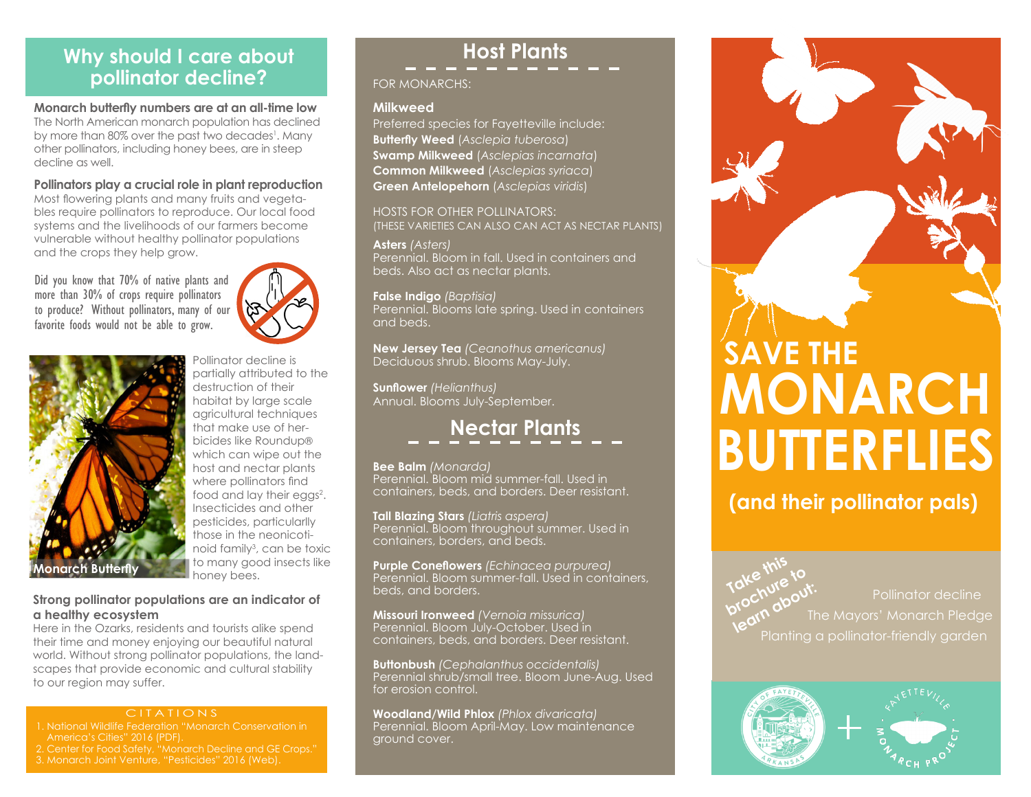## Why should I care about pollinator decline?

**Monarch butterfly numbers are at an all-time low**
The North American monarch population has declined by more than 80% over the past two decades[1]. Many other pollinators, including honey bees, are in steep decline as well.

**Pollinators play a crucial role in plant reproduction**
Most flowering plants and many fruits and vegetables require pollinators to reproduce. Our local food systems and the livelihoods of our farmers become vulnerable without healthy pollinator populations and the crops they help grow.

Did you know that 70% of native plants and more than 30% of crops require pollinators to produce? Without pollinators, many of our favorite foods would not be able to grow.

Monarch Butterfly

Pollinator decline is partially attributed to the destruction of their habitat by large scale agricultural techniques that make use of herbicides like Roundup® which can wipe out the host and nectar plants where pollinators find food and lay their eggs[2]. Insecticides and other pesticides, particularly those in the neonicotinoid family[3], can be toxic to many good insects like honey bees.

**Strong pollinator populations are an indicator of a healthy ecosystem**
Here in the Ozarks, residents and tourists alike spend their time and money enjoying our beautiful natural world. Without strong pollinator populations, the landscapes that provide economic and cultural stability to our region may suffer.

CITATIONS

1. National Wildlife Federation "Monarch Conservation in America's Cities" 2016 (PDF).
2. Center for Food Safety, "Monarch Decline and GE Crops."
3. Monarch Joint Venture, "Pesticides" 2016 (Web).

## Host Plants

FOR MONARCHS:

**Milkweed**
Preferred species for Fayetteville include:
**Butterfly Weed** (*Asclepia tuberosa*)
**Swamp Milkweed** (*Asclepias incarnata*)
**Common Milkweed** (*Asclepias syriaca*)
**Green Antelopehorn** (*Asclepias viridis*)

HOSTS FOR OTHER POLLINATORS:
(THESE VARIETIES CAN ALSO CAN ACT AS NECTAR PLANTS)

**Asters** *(Asters)*
Perennial. Bloom in fall. Used in containers and beds. Also act as nectar plants.

**False Indigo** *(Baptisia)*
Perennial. Blooms late spring. Used in containers and beds.

**New Jersey Tea** *(Ceanothus americanus)*
Deciduous shrub. Blooms May-July.

**Sunflower** *(Helianthus)*
Annual. Blooms July-September.

## Nectar Plants

**Bee Balm** *(Monarda)*
Perennial. Bloom mid summer-fall. Used in containers, beds, and borders. Deer resistant.

**Tall Blazing Stars** *(Liatris aspera)*
Perennial. Bloom throughout summer. Used in containers, borders, and beds.

**Purple Coneflowers** *(Echinacea purpurea)*
Perennial. Bloom summer-fall. Used in containers, beds, and borders.

**Missouri Ironweed** *(Vernoia missurica)*
Perennial. Bloom July-October. Used in containers, beds, and borders. Deer resistant.

**Buttonbush** *(Cephalanthus occidentalis)*
Perennial shrub/small tree. Bloom June-Aug. Used for erosion control.

**Woodland/Wild Phlox** *(Phlox divaricata)*
Perennial. Bloom April-May. Low maintenance ground cover.

# SAVE THE MONARCH BUTTERFLIES

**(and their pollinator pals)**

Take this brochure to learn about:

- Pollinator decline
- The Mayors' Monarch Pledge
- Planting a pollinator-friendly garden

CITY OF FAYETTEVILLE ARKANSAS + FAYETTEVILLE MONARCH PROJECT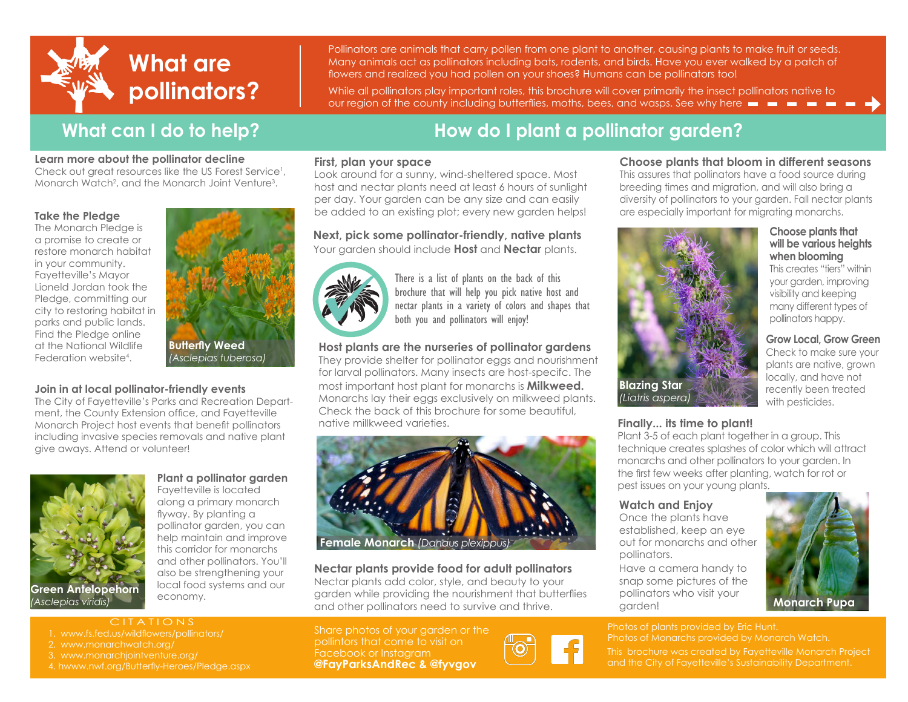# What are pollinators?

Pollinators are animals that carry pollen from one plant to another, causing plants to make fruit or seeds. Many animals act as pollinators including bats, rodents, and birds. Have you ever walked by a patch of flowers and realized you had pollen on your shoes? Humans can be pollinators too!

While all pollinators play important roles, this brochure will cover primarily the insect pollinators native to our region of the county including butterflies, moths, bees, and wasps. See why here

## What can I do to help?

**Learn more about the pollinator decline**
Check out great resources like the US Forest Service[1], Monarch Watch[2], and the Monarch Joint Venture[3].

**Take the Pledge**
The Monarch Pledge is a promise to create or restore monarch habitat in your community. Fayetteville's Mayor Lioneld Jordan took the Pledge, committing our city to restoring habitat in parks and public lands. Find the Pledge online at the National Wildlife Federation website[4].

**Butterfly Weed** *(Asclepias tuberosa)*

**Join in at local pollinator-friendly events**
The City of Fayetteville's Parks and Recreation Department, the County Extension office, and Fayetteville Monarch Project host events that benefit pollinators including invasive species removals and native plant give aways. Attend or volunteer!

**Plant a pollinator garden**
Fayetteville is located along a primary monarch flyway. By planting a pollinator garden, you can help maintain and improve this corridor for monarchs and other pollinators. You'll also be strengthening your local food systems and our economy.

**Green Antelopehorn** *(Asclepias viridis)*

## How do I plant a pollinator garden?

**First, plan your space**
Look around for a sunny, wind-sheltered space. Most host and nectar plants need at least 6 hours of sunlight per day. Your garden can be any size and can easily be added to an existing plot; every new garden helps!

**Next, pick some pollinator-friendly, native plants**
Your garden should include **Host** and **Nectar** plants.

There is a list of plants on the back of this brochure that will help you pick native host and nectar plants in a variety of colors and shapes that both you and pollinators will enjoy!

**Host plants are the nurseries of pollinator gardens**
They provide shelter for pollinator eggs and nourishment for larval pollinators. Many insects are host-specifc. The most important host plant for monarchs is **Milkweed.** Monarchs lay their eggs exclusively on milkweed plants. Check the back of this brochure for some beautiful, native millkweed varieties.

**Female Monarch** *(Danaus plexippus)*

**Nectar plants provide food for adult pollinators**
Nectar plants add color, style, and beauty to your garden while providing the nourishment that butterflies and other pollinators need to survive and thrive.

**Choose plants that bloom in different seasons**
This assures that pollinators have a food source during breeding times and migration, and will also bring a diversity of pollinators to your garden. Fall nectar plants are especially important for migrating monarchs.

**Blazing Star** *(Liatris aspera)*

**Choose plants that will be various heights when blooming**
This creates "tiers" within your garden, improving visibility and keeping many different types of pollinators happy.

**Grow Local, Grow Green**
Check to make sure your plants are native, grown locally, and have not recently been treated with pesticides.

**Finally... its time to plant!**
Plant 3-5 of each plant together in a group. This technique creates splashes of color which will attract monarchs and other pollinators to your garden. In the first few weeks after planting, watch for rot or pest issues on your young plants.

**Watch and Enjoy**
Once the plants have established, keep an eye out for monarchs and other pollinators.
Have a camera handy to snap some pictures of the pollinators who visit your garden!

**Monarch Pupa**

CITATIONS

1. www.fs.fed.us/wildflowers/pollinators/
2. www,monarchwatch.org/
3. www.monarchjointventure.org/
4. hwww.nwf.org/Butterfly-Heroes/Pledge.aspx

Share photos of your garden or the pollintors that come to visit on Facebook or Instagram
**@FayParksAndRec & @fyvgov**

Photos of plants provided by Eric Hunt.
Photos of Monarchs provided by Monarch Watch.

This brochure was created by Fayetteville Monarch Project and the City of Fayetteville's Sustainability Department.